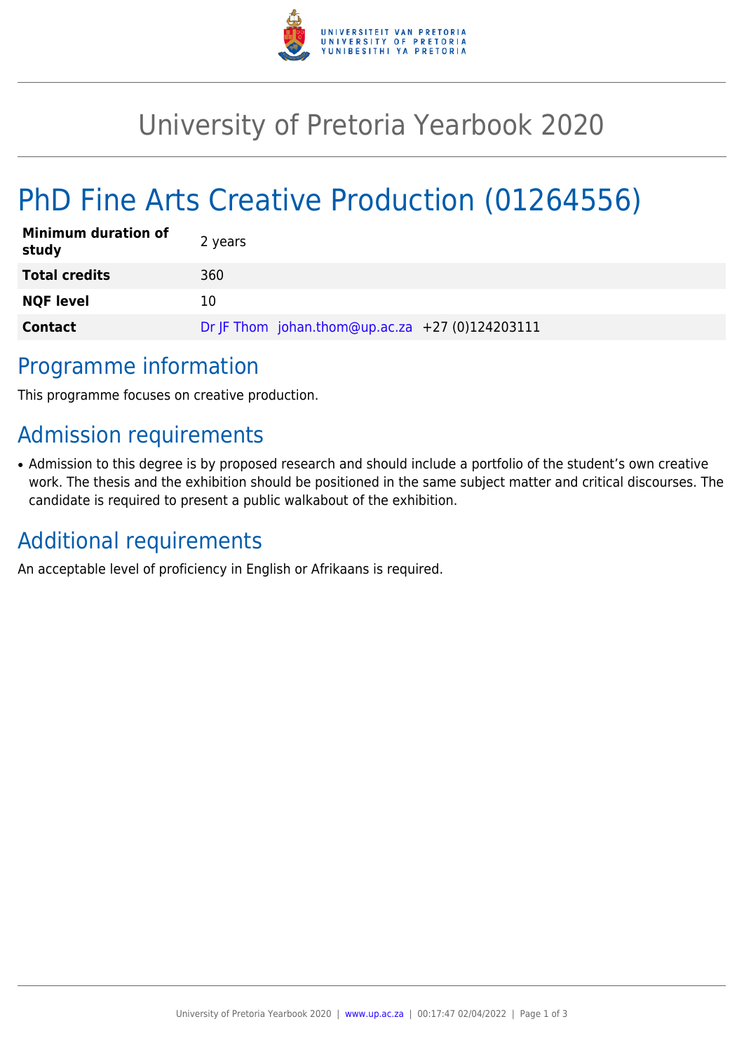# University of Pretoria Yearbook 2020

# PhD Fine Arts Creative Production (01264556)

| | |
|---|---|
| **Minimum duration of study** | 2 years |
| **Total credits** | 360 |
| **NQF level** | 10 |
| **Contact** | Dr JF Thom johan.thom@up.ac.za +27 (0)124203111 |

## Programme information

This programme focuses on creative production.

## Admission requirements

- Admission to this degree is by proposed research and should include a portfolio of the student's own creative work. The thesis and the exhibition should be positioned in the same subject matter and critical discourses. The candidate is required to present a public walkabout of the exhibition.

## Additional requirements

An acceptable level of proficiency in English or Afrikaans is required.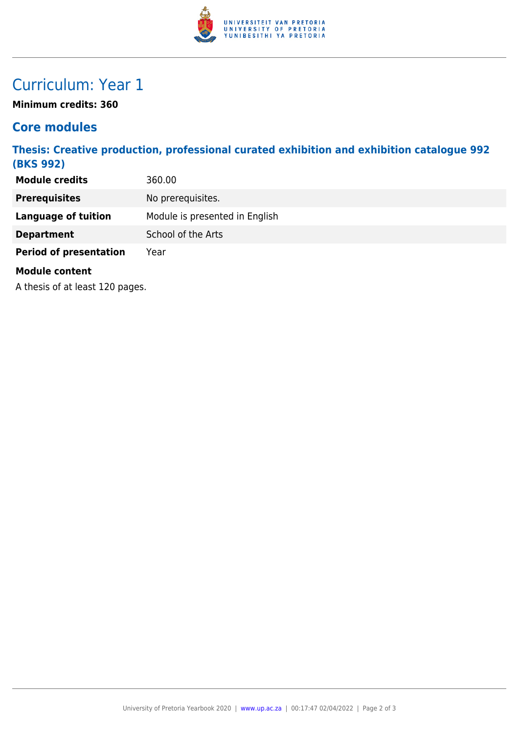# Curriculum: Year 1

**Minimum credits: 360**

## Core modules

### Thesis: Creative production, professional curated exhibition and exhibition catalogue 992 (BKS 992)

| | |
|---|---|
| **Module credits** | 360.00 |
| **Prerequisites** | No prerequisites. |
| **Language of tuition** | Module is presented in English |
| **Department** | School of the Arts |
| **Period of presentation** | Year |

**Module content**

A thesis of at least 120 pages.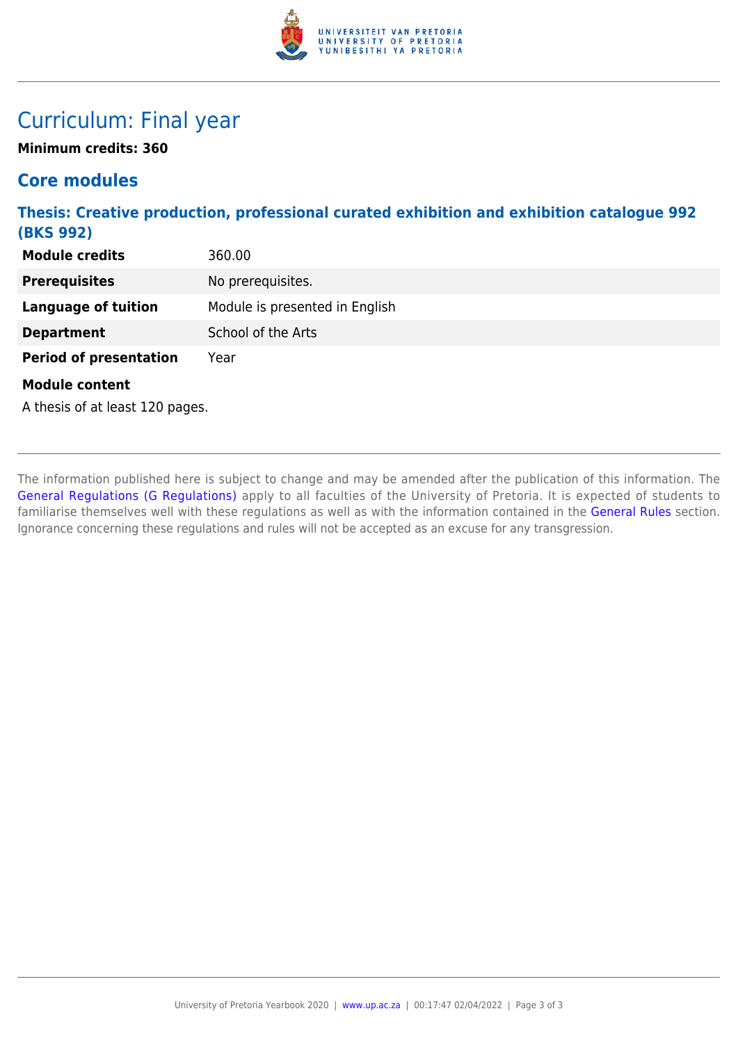# Curriculum: Final year

**Minimum credits: 360**

## Core modules

### Thesis: Creative production, professional curated exhibition and exhibition catalogue 992 (BKS 992)

| | |
|---|---|
| **Module credits** | 360.00 |
| **Prerequisites** | No prerequisites. |
| **Language of tuition** | Module is presented in English |
| **Department** | School of the Arts |
| **Period of presentation** | Year |

**Module content**

A thesis of at least 120 pages.

The information published here is subject to change and may be amended after the publication of this information. The General Regulations (G Regulations) apply to all faculties of the University of Pretoria. It is expected of students to familiarise themselves well with these regulations as well as with the information contained in the General Rules section. Ignorance concerning these regulations and rules will not be accepted as an excuse for any transgression.